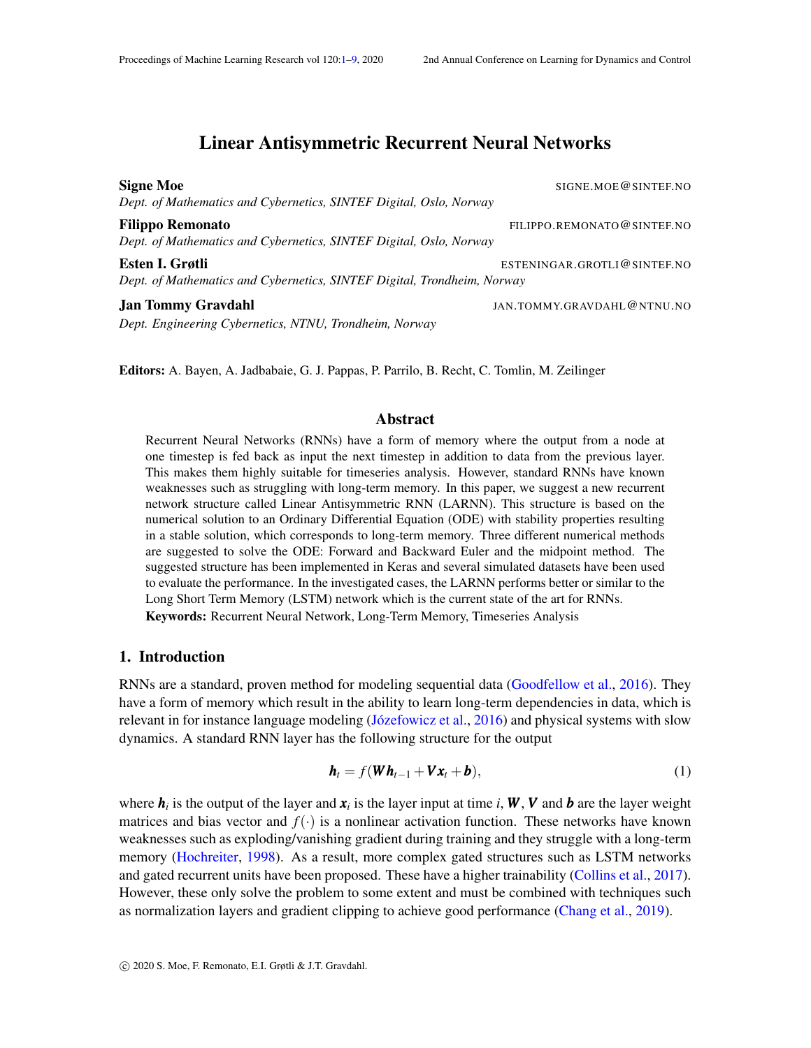# Linear Antisymmetric Recurrent Neural Networks

**Signe Moe** SIGNE.MOE@SINTEF.NO
*Dept. of Mathematics and Cybernetics, SINTEF Digital, Oslo, Norway*

**Filippo Remonato** FILIPPO.REMONATO@SINTEF.NO
*Dept. of Mathematics and Cybernetics, SINTEF Digital, Oslo, Norway*

**Esten I. Grøtli** ESTENINGAR.GROTLI@SINTEF.NO
*Dept. of Mathematics and Cybernetics, SINTEF Digital, Trondheim, Norway*

**Jan Tommy Gravdahl** JAN.TOMMY.GRAVDAHL@NTNU.NO
*Dept. Engineering Cybernetics, NTNU, Trondheim, Norway*

**Editors:** A. Bayen, A. Jadbabaie, G. J. Pappas, P. Parrilo, B. Recht, C. Tomlin, M. Zeilinger

## Abstract

Recurrent Neural Networks (RNNs) have a form of memory where the output from a node at one timestep is fed back as input the next timestep in addition to data from the previous layer. This makes them highly suitable for timeseries analysis. However, standard RNNs have known weaknesses such as struggling with long-term memory. In this paper, we suggest a new recurrent network structure called Linear Antisymmetric RNN (LARNN). This structure is based on the numerical solution to an Ordinary Differential Equation (ODE) with stability properties resulting in a stable solution, which corresponds to long-term memory. Three different numerical methods are suggested to solve the ODE: Forward and Backward Euler and the midpoint method. The suggested structure has been implemented in Keras and several simulated datasets have been used to evaluate the performance. In the investigated cases, the LARNN performs better or similar to the Long Short Term Memory (LSTM) network which is the current state of the art for RNNs.

**Keywords:** Recurrent Neural Network, Long-Term Memory, Timeseries Analysis

## 1. Introduction

RNNs are a standard, proven method for modeling sequential data (Goodfellow et al., 2016). They have a form of memory which result in the ability to learn long-term dependencies in data, which is relevant in for instance language modeling (Józefowicz et al., 2016) and physical systems with slow dynamics. A standard RNN layer has the following structure for the output

$$\boldsymbol{h}_t = f(\boldsymbol{W}\boldsymbol{h}_{t-1} + \boldsymbol{V}\boldsymbol{x}_t + \boldsymbol{b}), \tag{1}$$

where $\boldsymbol{h}_i$ is the output of the layer and $\boldsymbol{x}_i$ is the layer input at time $i$, $\boldsymbol{W}$, $\boldsymbol{V}$ and $\boldsymbol{b}$ are the layer weight matrices and bias vector and $f(\cdot)$ is a nonlinear activation function. These networks have known weaknesses such as exploding/vanishing gradient during training and they struggle with a long-term memory (Hochreiter, 1998). As a result, more complex gated structures such as LSTM networks and gated recurrent units have been proposed. These have a higher trainability (Collins et al., 2017). However, these only solve the problem to some extent and must be combined with techniques such as normalization layers and gradient clipping to achieve good performance (Chang et al., 2019).

© 2020 S. Moe, F. Remonato, E.I. Grøtli & J.T. Gravdahl.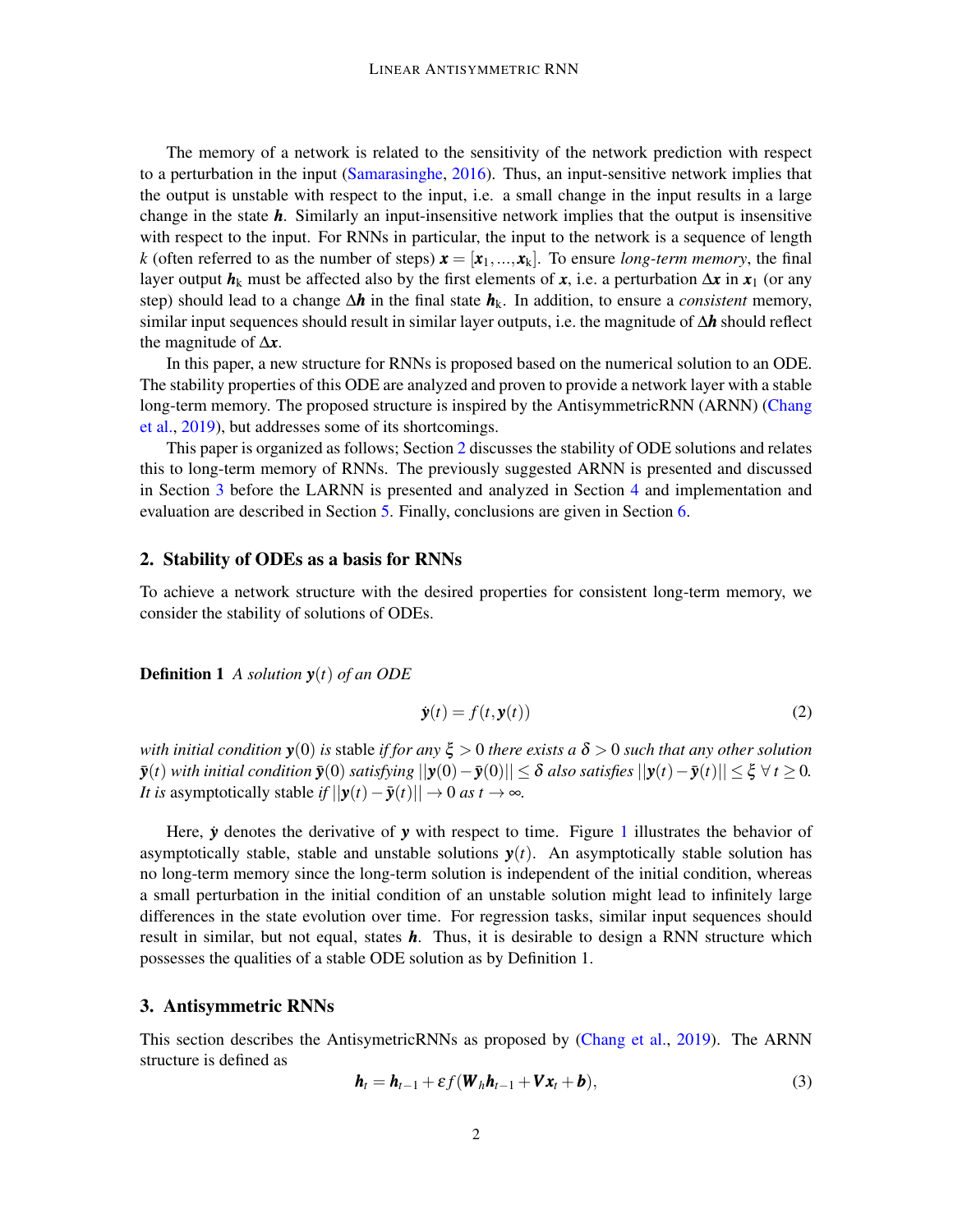The memory of a network is related to the sensitivity of the network prediction with respect to a perturbation in the input (Samarasinghe, 2016). Thus, an input-sensitive network implies that the output is unstable with respect to the input, i.e. a small change in the input results in a large change in the state $\boldsymbol{h}$. Similarly an input-insensitive network implies that the output is insensitive with respect to the input. For RNNs in particular, the input to the network is a sequence of length $k$ (often referred to as the number of steps) $\boldsymbol{x} = [\boldsymbol{x}_1, ..., \boldsymbol{x}_k]$. To ensure *long-term memory*, the final layer output $\boldsymbol{h}_k$ must be affected also by the first elements of $\boldsymbol{x}$, i.e. a perturbation $\Delta\boldsymbol{x}$ in $\boldsymbol{x}_1$ (or any step) should lead to a change $\Delta\boldsymbol{h}$ in the final state $\boldsymbol{h}_k$. In addition, to ensure a *consistent* memory, similar input sequences should result in similar layer outputs, i.e. the magnitude of $\Delta\boldsymbol{h}$ should reflect the magnitude of $\Delta\boldsymbol{x}$.

In this paper, a new structure for RNNs is proposed based on the numerical solution to an ODE. The stability properties of this ODE are analyzed and proven to provide a network layer with a stable long-term memory. The proposed structure is inspired by the AntisymmetricRNN (ARNN) (Chang et al., 2019), but addresses some of its shortcomings.

This paper is organized as follows; Section 2 discusses the stability of ODE solutions and relates this to long-term memory of RNNs. The previously suggested ARNN is presented and discussed in Section 3 before the LARNN is presented and analyzed in Section 4 and implementation and evaluation are described in Section 5. Finally, conclusions are given in Section 6.

## 2. Stability of ODEs as a basis for RNNs

To achieve a network structure with the desired properties for consistent long-term memory, we consider the stability of solutions of ODEs.

**Definition 1** *A solution* $\mathbf{y}(t)$ *of an ODE*

$$\dot{\mathbf{y}}(t) = f(t, \mathbf{y}(t)) \tag{2}$$

*with initial condition* $\mathbf{y}(0)$ *is* stable *if for any* $\xi > 0$ *there exists a* $\delta > 0$ *such that any other solution* $\bar{\mathbf{y}}(t)$ *with initial condition* $\bar{\mathbf{y}}(0)$ *satisfying* $||\mathbf{y}(0) - \bar{\mathbf{y}}(0)|| \leq \delta$ *also satisfies* $||\mathbf{y}(t) - \bar{\mathbf{y}}(t)|| \leq \xi \ \forall\, t \geq 0$. *It is* asymptotically stable *if* $||\mathbf{y}(t) - \bar{\mathbf{y}}(t)|| \to 0$ *as* $t \to \infty$.

Here, $\dot{\boldsymbol{y}}$ denotes the derivative of $\boldsymbol{y}$ with respect to time. Figure 1 illustrates the behavior of asymptotically stable, stable and unstable solutions $\boldsymbol{y}(t)$. An asymptotically stable solution has no long-term memory since the long-term solution is independent of the initial condition, whereas a small perturbation in the initial condition of an unstable solution might lead to infinitely large differences in the state evolution over time. For regression tasks, similar input sequences should result in similar, but not equal, states $\boldsymbol{h}$. Thus, it is desirable to design a RNN structure which possesses the qualities of a stable ODE solution as by Definition 1.

## 3. Antisymmetric RNNs

This section describes the AntisymetricRNNs as proposed by (Chang et al., 2019). The ARNN structure is defined as

$$\boldsymbol{h}_t = \boldsymbol{h}_{t-1} + \varepsilon f(\boldsymbol{W}_h \boldsymbol{h}_{t-1} + \boldsymbol{V}\boldsymbol{x}_t + \boldsymbol{b}), \tag{3}$$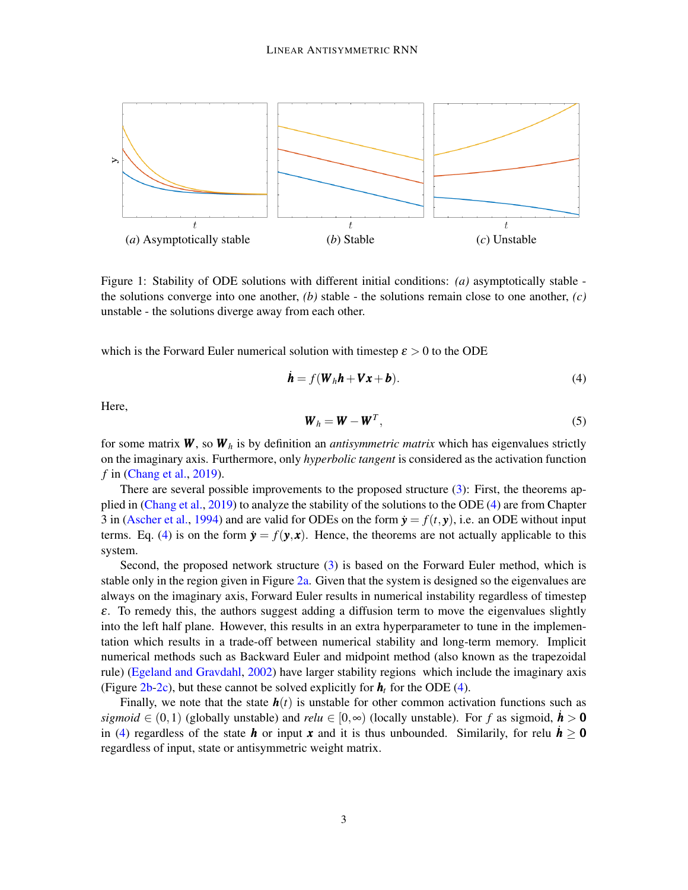(a) Asymptotically stable

(b) Stable

(c) Unstable

Figure 1: Stability of ODE solutions with different initial conditions: *(a)* asymptotically stable - the solutions converge into one another, *(b)* stable - the solutions remain close to one another, *(c)* unstable - the solutions diverge away from each other.

which is the Forward Euler numerical solution with timestep $\varepsilon > 0$ to the ODE

$$\dot{\boldsymbol{h}} = f(\boldsymbol{W}_h \boldsymbol{h} + \boldsymbol{V}\boldsymbol{x} + \boldsymbol{b}). \tag{4}$$

Here,

$$\boldsymbol{W}_h = \boldsymbol{W} - \boldsymbol{W}^T, \tag{5}$$

for some matrix $\boldsymbol{W}$, so $\boldsymbol{W}_h$ is by definition an *antisymmetric matrix* which has eigenvalues strictly on the imaginary axis. Furthermore, only *hyperbolic tangent* is considered as the activation function $f$ in (Chang et al., 2019).

There are several possible improvements to the proposed structure (3): First, the theorems applied in (Chang et al., 2019) to analyze the stability of the solutions to the ODE (4) are from Chapter 3 in (Ascher et al., 1994) and are valid for ODEs on the form $\dot{\boldsymbol{y}} = f(t, \boldsymbol{y})$, i.e. an ODE without input terms. Eq. (4) is on the form $\dot{\boldsymbol{y}} = f(\boldsymbol{y}, \boldsymbol{x})$. Hence, the theorems are not actually applicable to this system.

Second, the proposed network structure (3) is based on the Forward Euler method, which is stable only in the region given in Figure 2a. Given that the system is designed so the eigenvalues are always on the imaginary axis, Forward Euler results in numerical instability regardless of timestep $\varepsilon$. To remedy this, the authors suggest adding a diffusion term to move the eigenvalues slightly into the left half plane. However, this results in an extra hyperparameter to tune in the implementation which results in a trade-off between numerical stability and long-term memory. Implicit numerical methods such as Backward Euler and midpoint method (also known as the trapezoidal rule) (Egeland and Gravdahl, 2002) have larger stability regions which include the imaginary axis (Figure 2b-2c), but these cannot be solved explicitly for $\boldsymbol{h}_t$ for the ODE (4).

Finally, we note that the state $\boldsymbol{h}(t)$ is unstable for other common activation functions such as *sigmoid* $\in (0, 1)$ (globally unstable) and *relu* $\in [0, \infty)$ (locally unstable). For $f$ as sigmoid, $\dot{\boldsymbol{h}} > \boldsymbol{0}$ in (4) regardless of the state $\boldsymbol{h}$ or input $\boldsymbol{x}$ and it is thus unbounded. Similarly, for relu $\dot{\boldsymbol{h}} \geq \boldsymbol{0}$ regardless of input, state or antisymmetric weight matrix.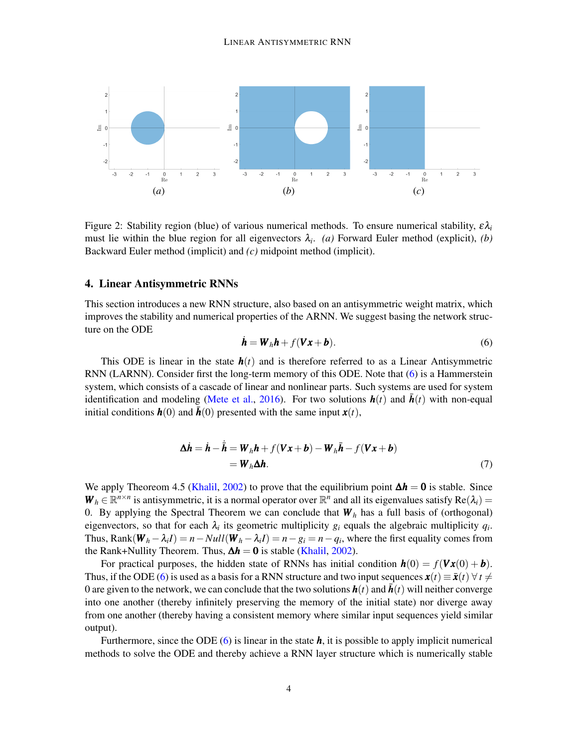Figure 2: Stability region (blue) of various numerical methods. To ensure numerical stability, $\varepsilon\lambda_i$ must lie within the blue region for all eigenvectors $\lambda_i$. *(a)* Forward Euler method (explicit), *(b)* Backward Euler method (implicit) and *(c)* midpoint method (implicit).

## 4. Linear Antisymmetric RNNs

This section introduces a new RNN structure, also based on an antisymmetric weight matrix, which improves the stability and numerical properties of the ARNN. We suggest basing the network structure on the ODE

$$\dot{\boldsymbol{h}} = \boldsymbol{W}_h \boldsymbol{h} + f(\boldsymbol{V}\boldsymbol{x} + \boldsymbol{b}). \tag{6}$$

This ODE is linear in the state $\boldsymbol{h}(t)$ and is therefore referred to as a Linear Antisymmetric RNN (LARNN). Consider first the long-term memory of this ODE. Note that (6) is a Hammerstein system, which consists of a cascade of linear and nonlinear parts. Such systems are used for system identification and modeling (Mete et al., 2016). For two solutions $\boldsymbol{h}(t)$ and $\bar{\boldsymbol{h}}(t)$ with non-equal initial conditions $\boldsymbol{h}(0)$ and $\bar{\boldsymbol{h}}(0)$ presented with the same input $\boldsymbol{x}(t)$,

$$\begin{aligned}\Delta\dot{\boldsymbol{h}} = \dot{\boldsymbol{h}} - \dot{\bar{\boldsymbol{h}}} &= \boldsymbol{W}_h \boldsymbol{h} + f(\boldsymbol{V}\boldsymbol{x} + \boldsymbol{b}) - \boldsymbol{W}_h \bar{\boldsymbol{h}} - f(\boldsymbol{V}\boldsymbol{x} + \boldsymbol{b}) \\ &= \boldsymbol{W}_h \Delta\boldsymbol{h}.\end{aligned} \tag{7}$$

We apply Theorem 4.5 (Khalil, 2002) to prove that the equilibrium point $\Delta\boldsymbol{h} = \boldsymbol{0}$ is stable. Since $\boldsymbol{W}_h \in \mathbb{R}^{n\times n}$ is antisymmetric, it is a normal operator over $\mathbb{R}^n$ and all its eigenvalues satisfy $\mathrm{Re}(\lambda_i) = 0$. By applying the Spectral Theorem we can conclude that $\boldsymbol{W}_h$ has a full basis of (orthogonal) eigenvectors, so that for each $\lambda_i$ its geometric multiplicity $g_i$ equals the algebraic multiplicity $q_i$. Thus, $\mathrm{Rank}(\boldsymbol{W}_h - \lambda_i I) = n - Null(\boldsymbol{W}_h - \lambda_i I) = n - g_i = n - q_i$, where the first equality comes from the Rank+Nullity Theorem. Thus, $\Delta\boldsymbol{h} = \boldsymbol{0}$ is stable (Khalil, 2002).

For practical purposes, the hidden state of RNNs has initial condition $\boldsymbol{h}(0) = f(\boldsymbol{V}\boldsymbol{x}(0) + \boldsymbol{b})$. Thus, if the ODE (6) is used as a basis for a RNN structure and two input sequences $\boldsymbol{x}(t) \equiv \bar{\boldsymbol{x}}(t)\ \forall\, t \neq 0$ are given to the network, we can conclude that the two solutions $\boldsymbol{h}(t)$ and $\bar{\boldsymbol{h}}(t)$ will neither converge into one another (thereby infinitely preserving the memory of the initial state) nor diverge away from one another (thereby having a consistent memory where similar input sequences yield similar output).

Furthermore, since the ODE (6) is linear in the state $\boldsymbol{h}$, it is possible to apply implicit numerical methods to solve the ODE and thereby achieve a RNN layer structure which is numerically stable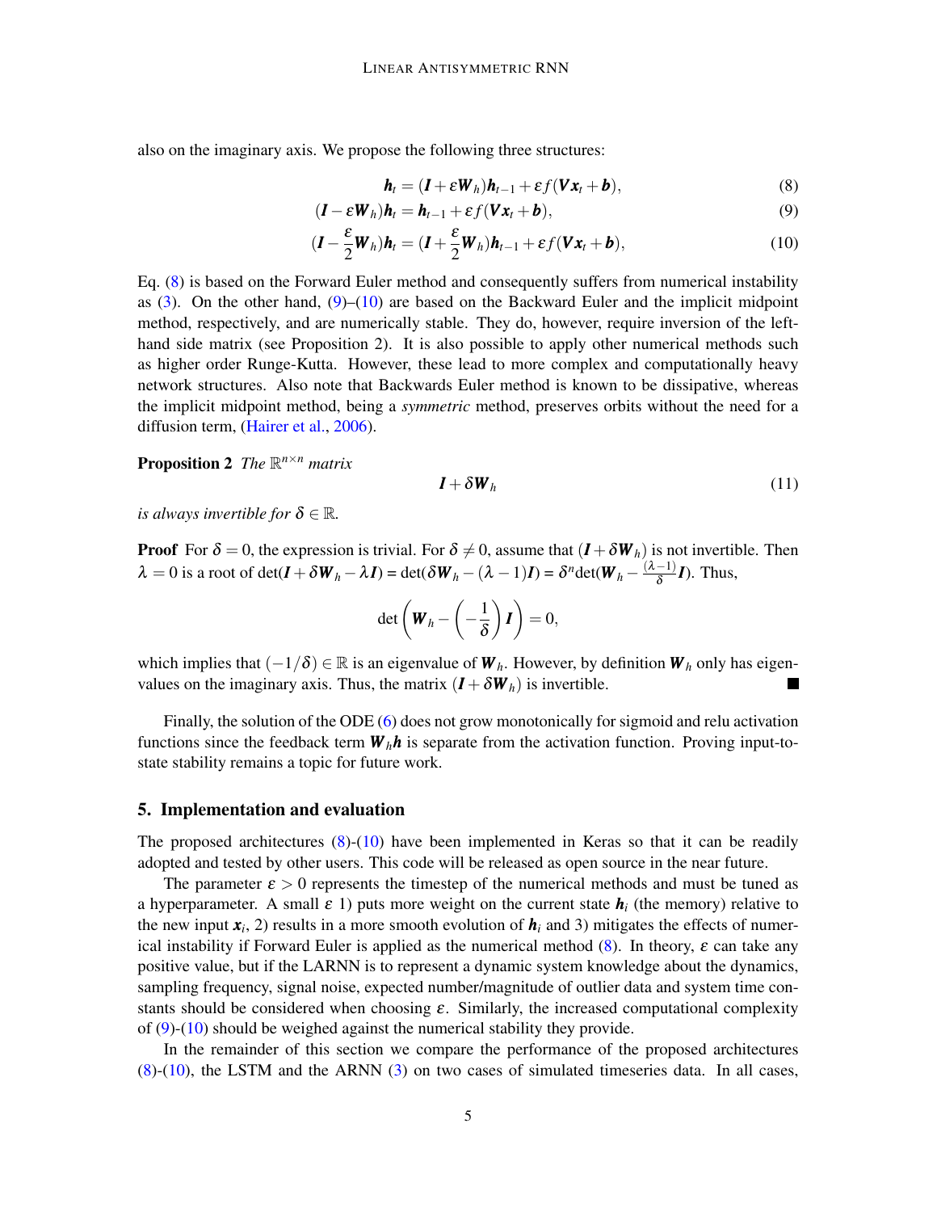also on the imaginary axis. We propose the following three structures:

$$\boldsymbol{h}_t = (\boldsymbol{I} + \varepsilon \boldsymbol{W}_h)\boldsymbol{h}_{t-1} + \varepsilon f(\boldsymbol{V}\boldsymbol{x}_t + \boldsymbol{b}), \tag{8}$$

$$(\boldsymbol{I} - \varepsilon \boldsymbol{W}_h)\boldsymbol{h}_t = \boldsymbol{h}_{t-1} + \varepsilon f(\boldsymbol{V}\boldsymbol{x}_t + \boldsymbol{b}), \tag{9}$$

$$(\boldsymbol{I} - \frac{\varepsilon}{2}\boldsymbol{W}_h)\boldsymbol{h}_t = (\boldsymbol{I} + \frac{\varepsilon}{2}\boldsymbol{W}_h)\boldsymbol{h}_{t-1} + \varepsilon f(\boldsymbol{V}\boldsymbol{x}_t + \boldsymbol{b}), \tag{10}$$

Eq. (8) is based on the Forward Euler method and consequently suffers from numerical instability as (3). On the other hand, (9)–(10) are based on the Backward Euler and the implicit midpoint method, respectively, and are numerically stable. They do, however, require inversion of the left-hand side matrix (see Proposition 2). It is also possible to apply other numerical methods such as higher order Runge-Kutta. However, these lead to more complex and computationally heavy network structures. Also note that Backwards Euler method is known to be dissipative, whereas the implicit midpoint method, being a *symmetric* method, preserves orbits without the need for a diffusion term, (Hairer et al., 2006).

**Proposition 2** *The* $\mathbb{R}^{n\times n}$ *matrix*

$$\boldsymbol{I} + \delta \boldsymbol{W}_h \tag{11}$$

*is always invertible for* $\delta \in \mathbb{R}$*.*

**Proof** For $\delta = 0$, the expression is trivial. For $\delta \neq 0$, assume that $(\boldsymbol{I} + \delta \boldsymbol{W}_h)$ is not invertible. Then $\lambda = 0$ is a root of $\det(\boldsymbol{I} + \delta \boldsymbol{W}_h - \lambda \boldsymbol{I}) = \det(\delta \boldsymbol{W}_h - (\lambda - 1)\boldsymbol{I}) = \delta^n \det(\boldsymbol{W}_h - \frac{(\lambda-1)}{\delta}\boldsymbol{I})$. Thus,

$$\det\left(\boldsymbol{W}_h - \left(-\frac{1}{\delta}\right)\boldsymbol{I}\right) = 0,$$

which implies that $(-1/\delta) \in \mathbb{R}$ is an eigenvalue of $\boldsymbol{W}_h$. However, by definition $\boldsymbol{W}_h$ only has eigenvalues on the imaginary axis. Thus, the matrix $(\boldsymbol{I} + \delta \boldsymbol{W}_h)$ is invertible. ∎

Finally, the solution of the ODE (6) does not grow monotonically for sigmoid and relu activation functions since the feedback term $\boldsymbol{W}_h \boldsymbol{h}$ is separate from the activation function. Proving input-to-state stability remains a topic for future work.

## 5. Implementation and evaluation

The proposed architectures (8)-(10) have been implemented in Keras so that it can be readily adopted and tested by other users. This code will be released as open source in the near future.

The parameter $\varepsilon > 0$ represents the timestep of the numerical methods and must be tuned as a hyperparameter. A small $\varepsilon$ 1) puts more weight on the current state $\boldsymbol{h}_i$ (the memory) relative to the new input $\boldsymbol{x}_i$, 2) results in a more smooth evolution of $\boldsymbol{h}_i$ and 3) mitigates the effects of numerical instability if Forward Euler is applied as the numerical method (8). In theory, $\varepsilon$ can take any positive value, but if the LARNN is to represent a dynamic system knowledge about the dynamics, sampling frequency, signal noise, expected number/magnitude of outlier data and system time constants should be considered when choosing $\varepsilon$. Similarly, the increased computational complexity of (9)-(10) should be weighed against the numerical stability they provide.

In the remainder of this section we compare the performance of the proposed architectures (8)-(10), the LSTM and the ARNN (3) on two cases of simulated timeseries data. In all cases,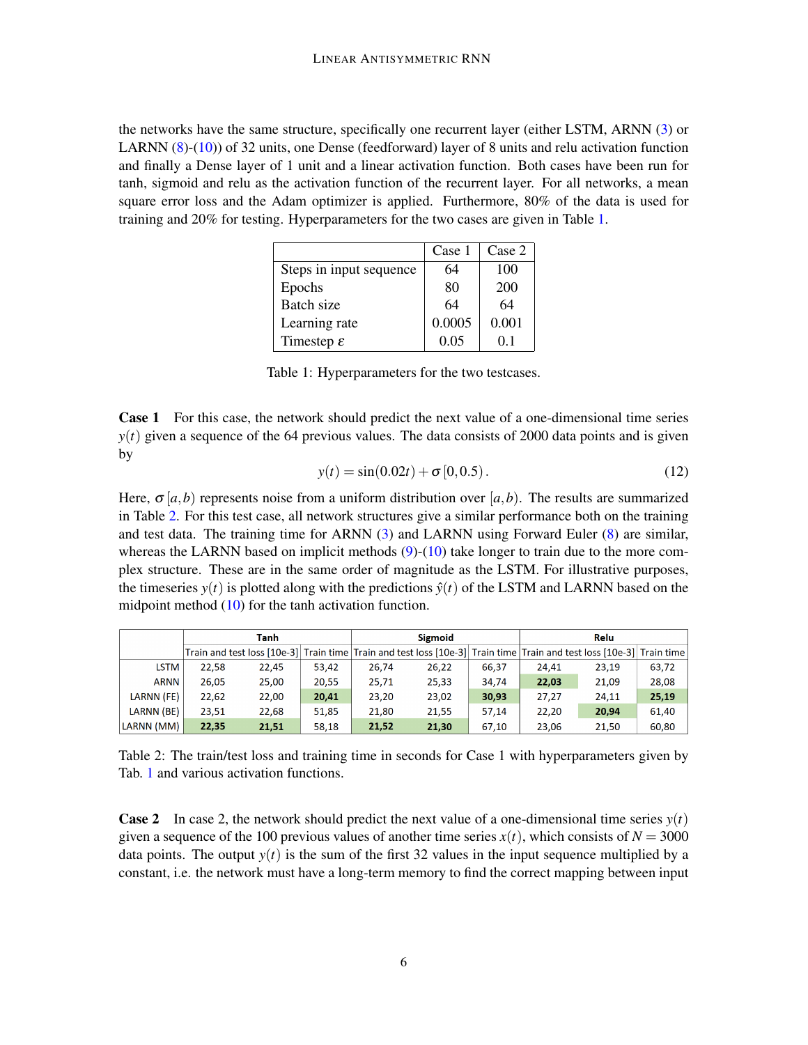the networks have the same structure, specifically one recurrent layer (either LSTM, ARNN (3) or LARNN (8)-(10)) of 32 units, one Dense (feedforward) layer of 8 units and relu activation function and finally a Dense layer of 1 unit and a linear activation function. Both cases have been run for tanh, sigmoid and relu as the activation function of the recurrent layer. For all networks, a mean square error loss and the Adam optimizer is applied. Furthermore, 80% of the data is used for training and 20% for testing. Hyperparameters for the two cases are given in Table 1.

| | Case 1 | Case 2 |
|---|---|---|
| Steps in input sequence | 64 | 100 |
| Epochs | 80 | 200 |
| Batch size | 64 | 64 |
| Learning rate | 0.0005 | 0.001 |
| Timestep $\varepsilon$ | 0.05 | 0.1 |

Table 1: Hyperparameters for the two testcases.

**Case 1** For this case, the network should predict the next value of a one-dimensional time series $y(t)$ given a sequence of the 64 previous values. The data consists of 2000 data points and is given by

$$y(t) = \sin(0.02t) + \sigma\,[0, 0.5)\,. \tag{12}$$

Here, $\sigma\,[a,b)$ represents noise from a uniform distribution over $[a,b)$. The results are summarized in Table 2. For this test case, all network structures give a similar performance both on the training and test data. The training time for ARNN (3) and LARNN using Forward Euler (8) are similar, whereas the LARNN based on implicit methods (9)-(10) take longer to train due to the more complex structure. These are in the same order of magnitude as the LSTM. For illustrative purposes, the timeseries $y(t)$ is plotted along with the predictions $\hat{y}(t)$ of the LSTM and LARNN based on the midpoint method (10) for the tanh activation function.

| | Tanh | | | Sigmoid | | | Relu | | |
|---|---|---|---|---|---|---|---|---|---|
| | Train and test loss [10e-3] | | Train time | Train and test loss [10e-3] | | Train time | Train and test loss [10e-3] | | Train time |
| LSTM | 22,58 | 22,45 | 53,42 | 26,74 | 26,22 | 66,37 | 24,41 | 23,19 | 63,72 |
| ARNN | 26,05 | 25,00 | 20,55 | 25,71 | 25,33 | 34,74 | **22,03** | 21,09 | 28,08 |
| LARNN (FE) | 22,62 | 22,00 | **20,41** | 23,20 | 23,02 | **30,93** | 27,27 | 24,11 | **25,19** |
| LARNN (BE) | 23,51 | 22,68 | 51,85 | 21,80 | 21,55 | 57,14 | 22,20 | **20,94** | 61,40 |
| LARNN (MM) | **22,35** | **21,51** | 58,18 | **21,52** | **21,30** | 67,10 | 23,06 | 21,50 | 60,80 |

Table 2: The train/test loss and training time in seconds for Case 1 with hyperparameters given by Tab. 1 and various activation functions.

**Case 2** In case 2, the network should predict the next value of a one-dimensional time series $y(t)$ given a sequence of the 100 previous values of another time series $x(t)$, which consists of $N = 3000$ data points. The output $y(t)$ is the sum of the first 32 values in the input sequence multiplied by a constant, i.e. the network must have a long-term memory to find the correct mapping between input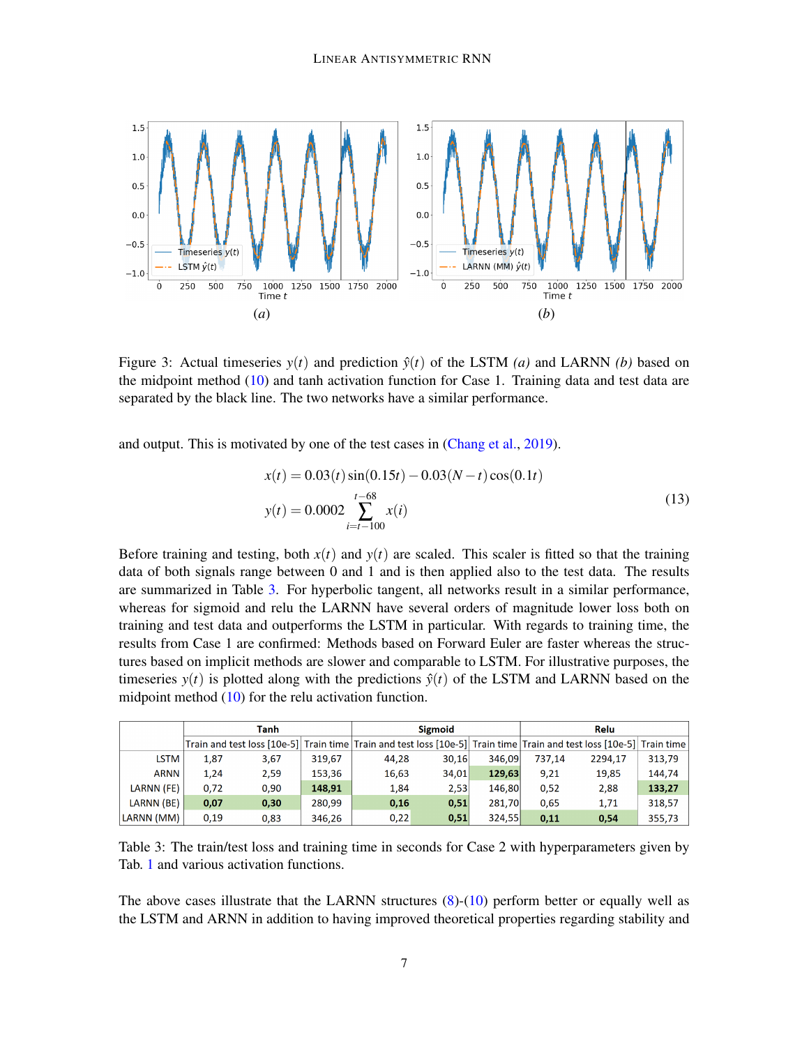Figure 3: Actual timeseries $y(t)$ and prediction $\hat{y}(t)$ of the LSTM *(a)* and LARNN *(b)* based on the midpoint method (10) and tanh activation function for Case 1. Training data and test data are separated by the black line. The two networks have a similar performance.

and output. This is motivated by one of the test cases in (Chang et al., 2019).

$$
\begin{aligned}
x(t) &= 0.03(t)\sin(0.15t) - 0.03(N-t)\cos(0.1t) \\
y(t) &= 0.0002 \sum_{i=t-100}^{t-68} x(i)
\end{aligned}
\tag{13}
$$

Before training and testing, both $x(t)$ and $y(t)$ are scaled. This scaler is fitted so that the training data of both signals range between 0 and 1 and is then applied also to the test data. The results are summarized in Table 3. For hyperbolic tangent, all networks result in a similar performance, whereas for sigmoid and relu the LARNN have several orders of magnitude lower loss both on training and test data and outperforms the LSTM in particular. With regards to training time, the results from Case 1 are confirmed: Methods based on Forward Euler are faster whereas the structures based on implicit methods are slower and comparable to LSTM. For illustrative purposes, the timeseries $y(t)$ is plotted along with the predictions $\hat{y}(t)$ of the LSTM and LARNN based on the midpoint method (10) for the relu activation function.

| | Tanh | | | Sigmoid | | | Relu | | |
|---|---|---|---|---|---|---|---|---|---|
| | Train and test loss [10e-5] | | Train time | Train and test loss [10e-5] | | Train time | Train and test loss [10e-5] | | Train time |
| LSTM | 1,87 | 3,67 | 319,67 | 44,28 | 30,16 | 346,09 | 737,14 | 2294,17 | 313,79 |
| ARNN | 1,24 | 2,59 | 153,36 | 16,63 | 34,01 | **129,63** | 9,21 | 19,85 | 144,74 |
| LARNN (FE) | 0,72 | 0,90 | **148,91** | 1,84 | 2,53 | 146,80 | 0,52 | 2,88 | **133,27** |
| LARNN (BE) | **0,07** | **0,30** | 280,99 | **0,16** | **0,51** | 281,70 | 0,65 | 1,71 | 318,57 |
| LARNN (MM) | 0,19 | 0,83 | 346,26 | 0,22 | **0,51** | 324,55 | **0,11** | **0,54** | 355,73 |

Table 3: The train/test loss and training time in seconds for Case 2 with hyperparameters given by Tab. 1 and various activation functions.

The above cases illustrate that the LARNN structures (8)-(10) perform better or equally well as the LSTM and ARNN in addition to having improved theoretical properties regarding stability and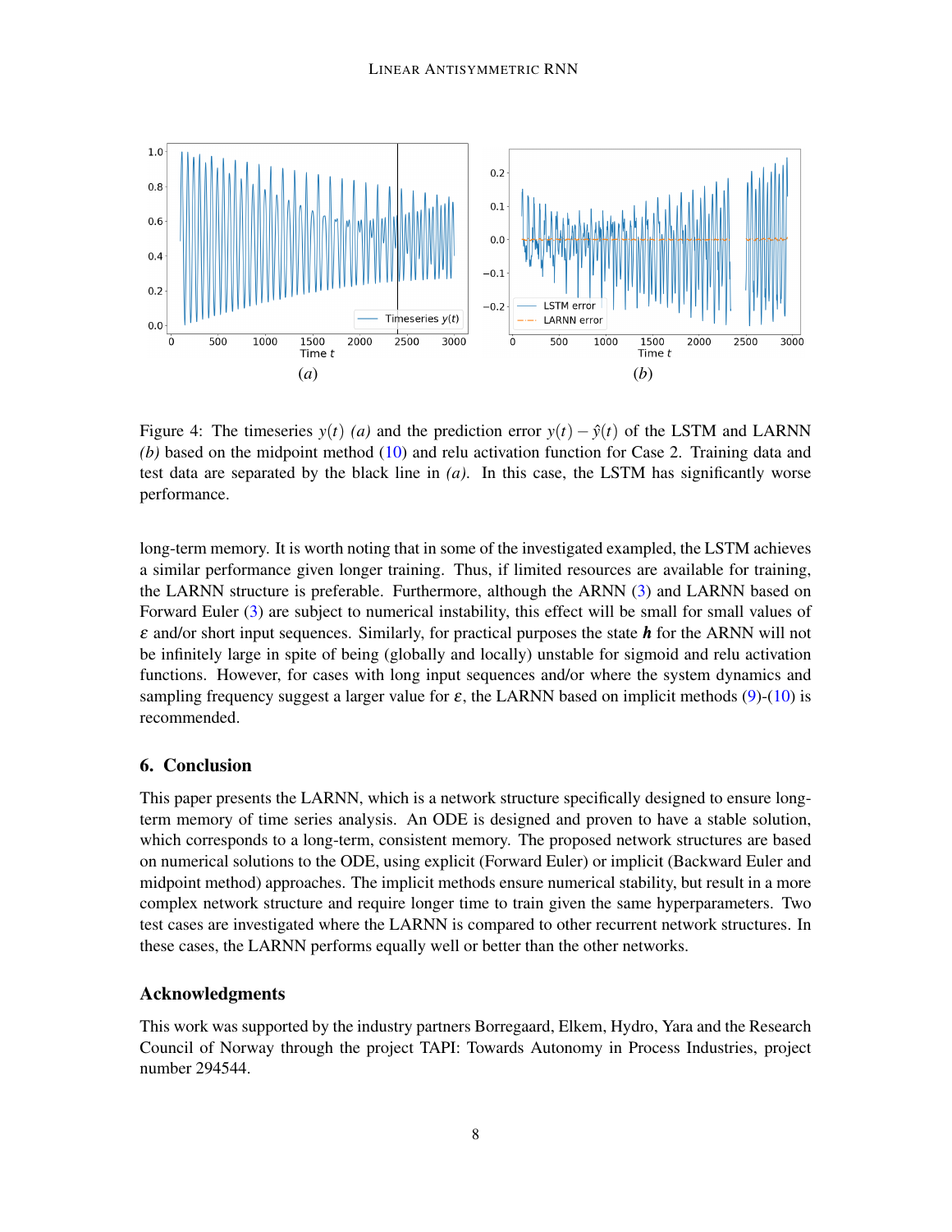Figure 4: The timeseries $y(t)$ *(a)* and the prediction error $y(t) - \hat{y}(t)$ of the LSTM and LARNN *(b)* based on the midpoint method (10) and relu activation function for Case 2. Training data and test data are separated by the black line in *(a)*. In this case, the LSTM has significantly worse performance.

long-term memory. It is worth noting that in some of the investigated exampled, the LSTM achieves a similar performance given longer training. Thus, if limited resources are available for training, the LARNN structure is preferable. Furthermore, although the ARNN (3) and LARNN based on Forward Euler (3) are subject to numerical instability, this effect will be small for small values of $\varepsilon$ and/or short input sequences. Similarly, for practical purposes the state $\boldsymbol{h}$ for the ARNN will not be infinitely large in spite of being (globally and locally) unstable for sigmoid and relu activation functions. However, for cases with long input sequences and/or where the system dynamics and sampling frequency suggest a larger value for $\varepsilon$, the LARNN based on implicit methods (9)-(10) is recommended.

## 6. Conclusion

This paper presents the LARNN, which is a network structure specifically designed to ensure long-term memory of time series analysis. An ODE is designed and proven to have a stable solution, which corresponds to a long-term, consistent memory. The proposed network structures are based on numerical solutions to the ODE, using explicit (Forward Euler) or implicit (Backward Euler and midpoint method) approaches. The implicit methods ensure numerical stability, but result in a more complex network structure and require longer time to train given the same hyperparameters. Two test cases are investigated where the LARNN is compared to other recurrent network structures. In these cases, the LARNN performs equally well or better than the other networks.

## Acknowledgments

This work was supported by the industry partners Borregaard, Elkem, Hydro, Yara and the Research Council of Norway through the project TAPI: Towards Autonomy in Process Industries, project number 294544.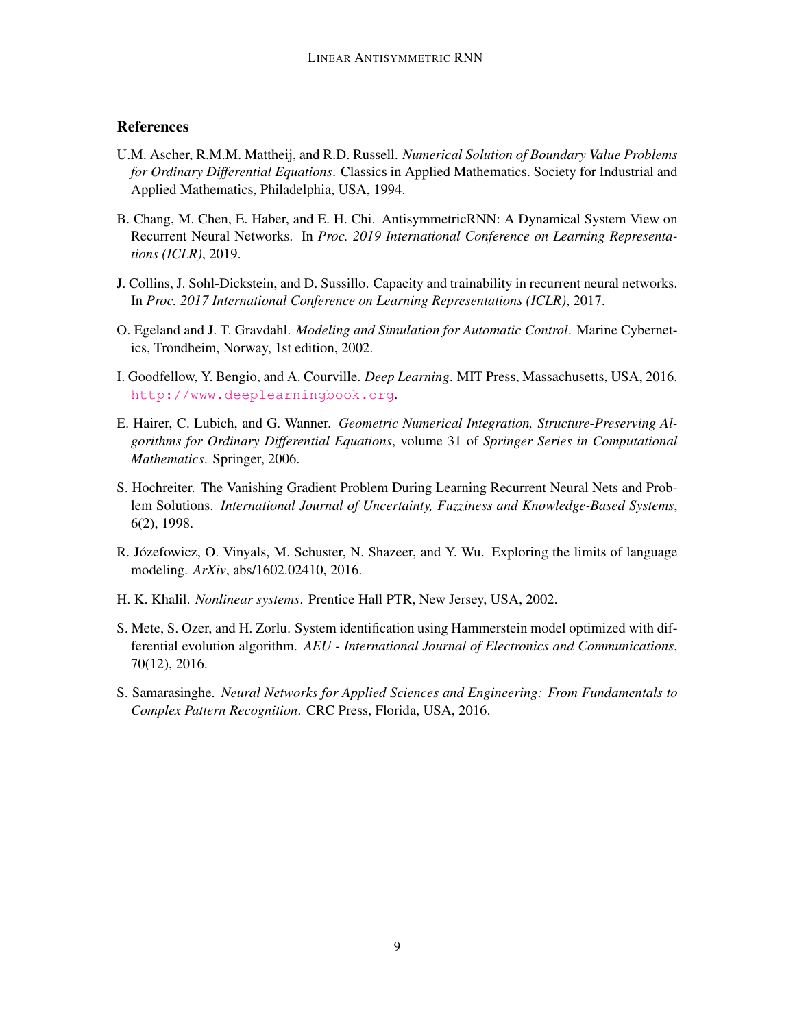## References

U.M. Ascher, R.M.M. Mattheij, and R.D. Russell. *Numerical Solution of Boundary Value Problems for Ordinary Differential Equations*. Classics in Applied Mathematics. Society for Industrial and Applied Mathematics, Philadelphia, USA, 1994.

B. Chang, M. Chen, E. Haber, and E. H. Chi. AntisymmetricRNN: A Dynamical System View on Recurrent Neural Networks. In *Proc. 2019 International Conference on Learning Representations (ICLR)*, 2019.

J. Collins, J. Sohl-Dickstein, and D. Sussillo. Capacity and trainability in recurrent neural networks. In *Proc. 2017 International Conference on Learning Representations (ICLR)*, 2017.

O. Egeland and J. T. Gravdahl. *Modeling and Simulation for Automatic Control*. Marine Cybernetics, Trondheim, Norway, 1st edition, 2002.

I. Goodfellow, Y. Bengio, and A. Courville. *Deep Learning*. MIT Press, Massachusetts, USA, 2016. http://www.deeplearningbook.org.

E. Hairer, C. Lubich, and G. Wanner. *Geometric Numerical Integration, Structure-Preserving Algorithms for Ordinary Differential Equations*, volume 31 of *Springer Series in Computational Mathematics*. Springer, 2006.

S. Hochreiter. The Vanishing Gradient Problem During Learning Recurrent Neural Nets and Problem Solutions. *International Journal of Uncertainty, Fuzziness and Knowledge-Based Systems*, 6(2), 1998.

R. Józefowicz, O. Vinyals, M. Schuster, N. Shazeer, and Y. Wu. Exploring the limits of language modeling. *ArXiv*, abs/1602.02410, 2016.

H. K. Khalil. *Nonlinear systems*. Prentice Hall PTR, New Jersey, USA, 2002.

S. Mete, S. Ozer, and H. Zorlu. System identification using Hammerstein model optimized with differential evolution algorithm. *AEU - International Journal of Electronics and Communications*, 70(12), 2016.

S. Samarasinghe. *Neural Networks for Applied Sciences and Engineering: From Fundamentals to Complex Pattern Recognition*. CRC Press, Florida, USA, 2016.